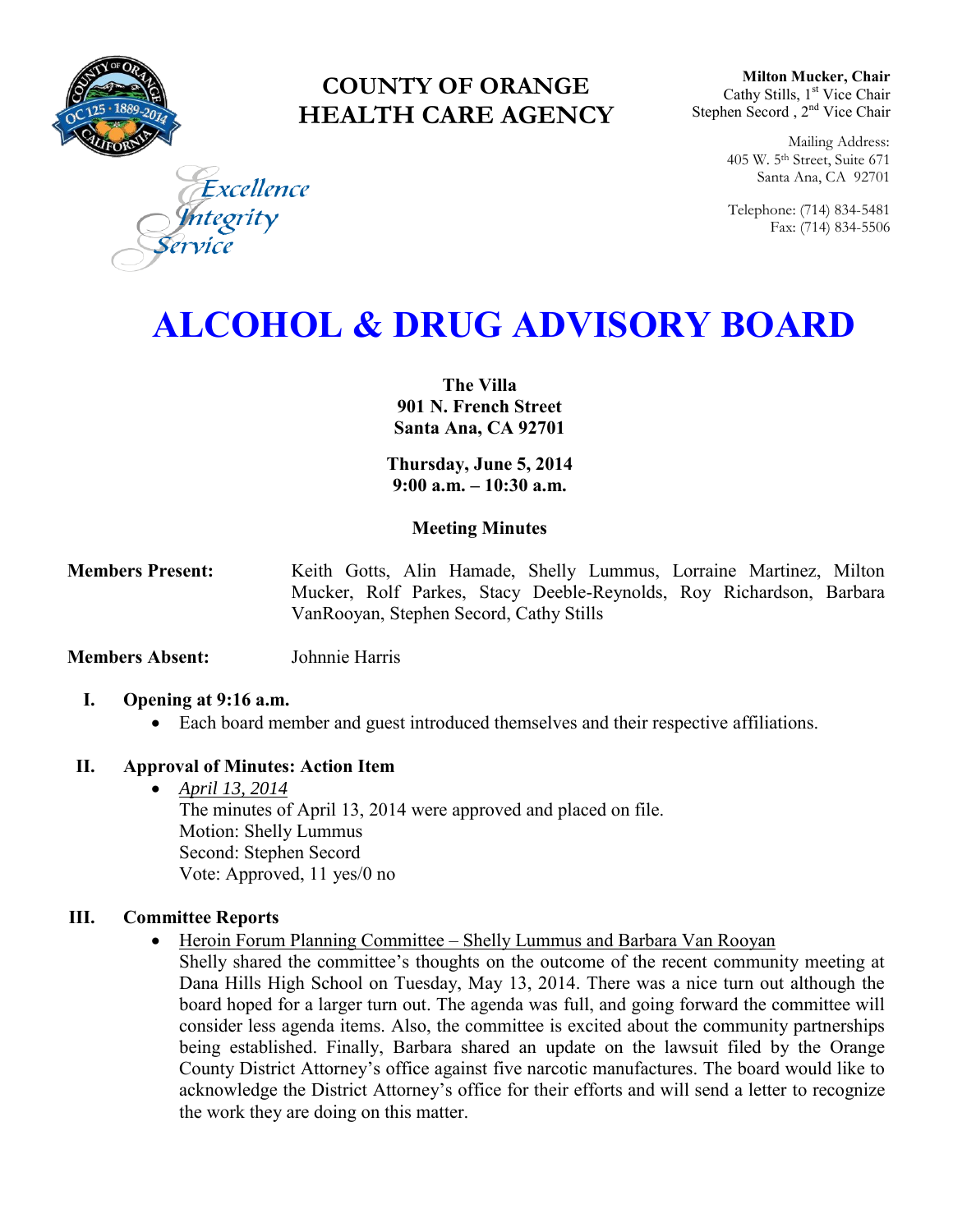# COUNTY OF ORANGE HEALTH CARE AGENCY

Excellence
Integrity
Service

**Milton Mucker, Chair**
Cathy Stills, 1st Vice Chair
Stephen Secord , 2nd Vice Chair

Mailing Address:
405 W. 5th Street, Suite 671
Santa Ana, CA 92701

Telephone: (714) 834-5481
Fax: (714) 834-5506

# ALCOHOL & DRUG ADVISORY BOARD

**The Villa**
**901 N. French Street**
**Santa Ana, CA 92701**

**Thursday, June 5, 2014**
**9:00 a.m. – 10:30 a.m.**

**Meeting Minutes**

**Members Present:** Keith Gotts, Alin Hamade, Shelly Lummus, Lorraine Martinez, Milton Mucker, Rolf Parkes, Stacy Deeble-Reynolds, Roy Richardson, Barbara VanRooyan, Stephen Secord, Cathy Stills

**Members Absent:** Johnnie Harris

## I. Opening at 9:16 a.m.

- Each board member and guest introduced themselves and their respective affiliations.

## II. Approval of Minutes: Action Item

- *April 13, 2014*
  The minutes of April 13, 2014 were approved and placed on file.
  Motion: Shelly Lummus
  Second: Stephen Secord
  Vote: Approved, 11 yes/0 no

## III. Committee Reports

- Heroin Forum Planning Committee – Shelly Lummus and Barbara Van Rooyan
  Shelly shared the committee's thoughts on the outcome of the recent community meeting at Dana Hills High School on Tuesday, May 13, 2014. There was a nice turn out although the board hoped for a larger turn out. The agenda was full, and going forward the committee will consider less agenda items. Also, the committee is excited about the community partnerships being established. Finally, Barbara shared an update on the lawsuit filed by the Orange County District Attorney's office against five narcotic manufactures. The board would like to acknowledge the District Attorney's office for their efforts and will send a letter to recognize the work they are doing on this matter.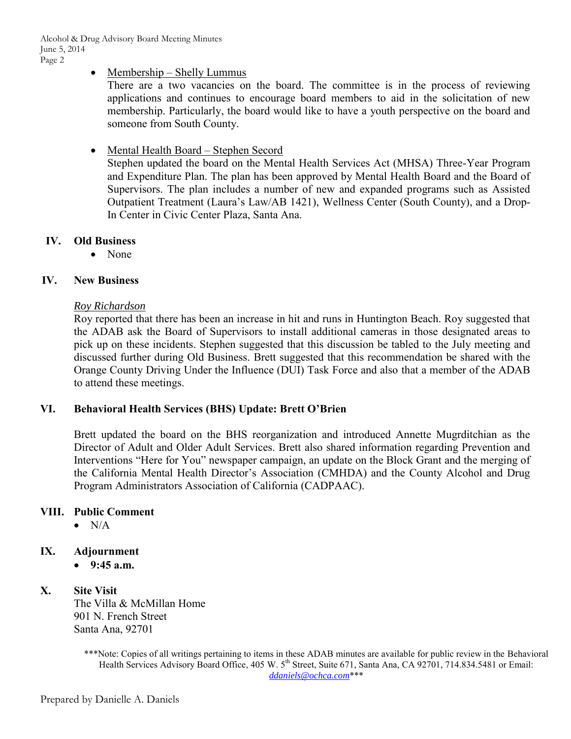- Membership – Shelly Lummus

  There are a two vacancies on the board. The committee is in the process of reviewing applications and continues to encourage board members to aid in the solicitation of new membership. Particularly, the board would like to have a youth perspective on the board and someone from South County.

- Mental Health Board – Stephen Secord

  Stephen updated the board on the Mental Health Services Act (MHSA) Three-Year Program and Expenditure Plan. The plan has been approved by Mental Health Board and the Board of Supervisors. The plan includes a number of new and expanded programs such as Assisted Outpatient Treatment (Laura's Law/AB 1421), Wellness Center (South County), and a Drop-In Center in Civic Center Plaza, Santa Ana.

## IV. Old Business

- None

## IV. New Business

*Roy Richardson*

Roy reported that there has been an increase in hit and runs in Huntington Beach. Roy suggested that the ADAB ask the Board of Supervisors to install additional cameras in those designated areas to pick up on these incidents. Stephen suggested that this discussion be tabled to the July meeting and discussed further during Old Business. Brett suggested that this recommendation be shared with the Orange County Driving Under the Influence (DUI) Task Force and also that a member of the ADAB to attend these meetings.

## VI. Behavioral Health Services (BHS) Update: Brett O'Brien

Brett updated the board on the BHS reorganization and introduced Annette Mugrditchian as the Director of Adult and Older Adult Services. Brett also shared information regarding Prevention and Interventions "Here for You" newspaper campaign, an update on the Block Grant and the merging of the California Mental Health Director's Association (CMHDA) and the County Alcohol and Drug Program Administrators Association of California (CADPAAC).

## VIII. Public Comment

- N/A

## IX. Adjournment

- **9:45 a.m.**

## X. Site Visit

The Villa & McMillan Home
901 N. French Street
Santa Ana, 92701

***Note: Copies of all writings pertaining to items in these ADAB minutes are available for public review in the Behavioral Health Services Advisory Board Office, 405 W. 5th Street, Suite 671, Santa Ana, CA 92701, 714.834.5481 or Email: *ddaniels@ochca.com****

Prepared by Danielle A. Daniels